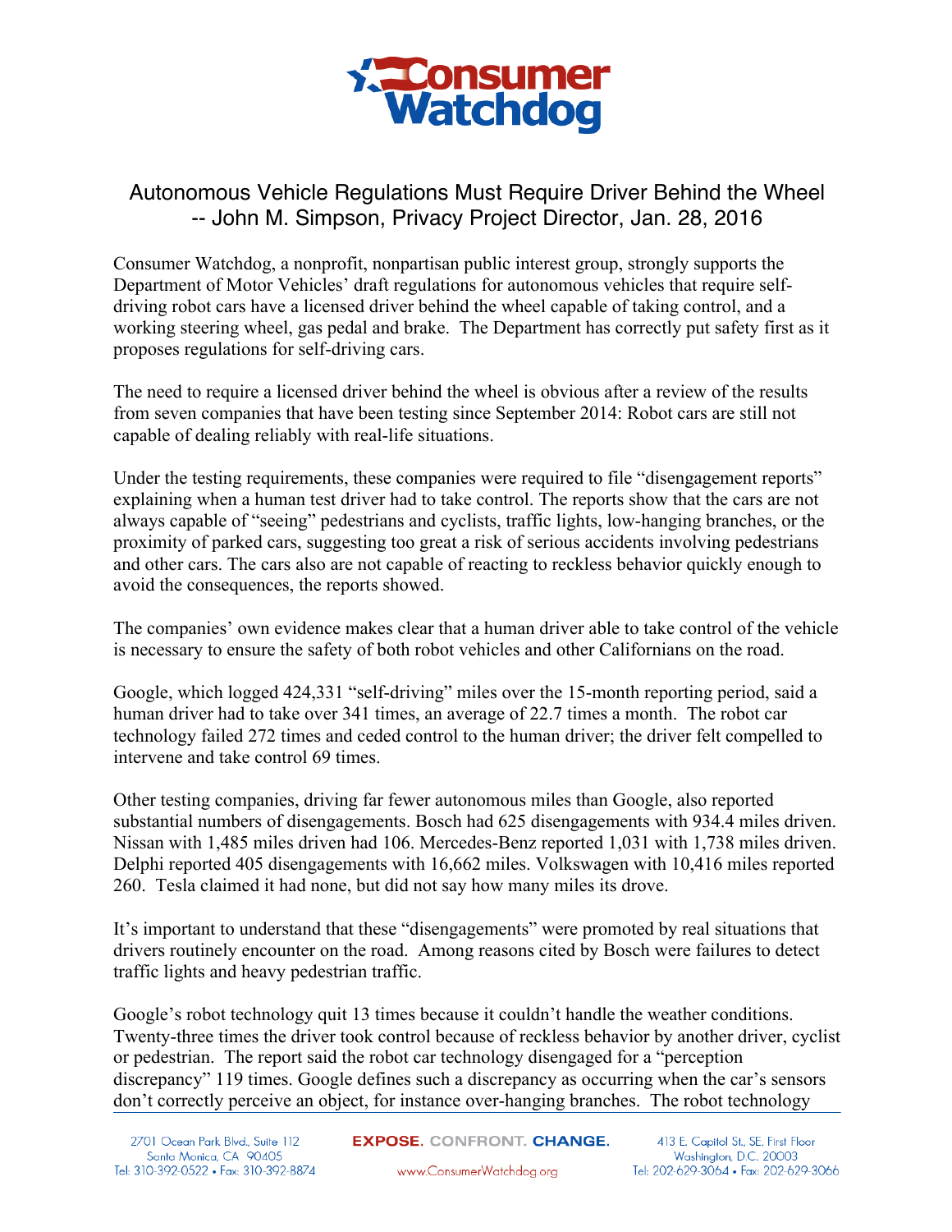# Consumer Watchdog

## Autonomous Vehicle Regulations Must Require Driver Behind the Wheel -- John M. Simpson, Privacy Project Director, Jan. 28, 2016

Consumer Watchdog, a nonprofit, nonpartisan public interest group, strongly supports the Department of Motor Vehicles' draft regulations for autonomous vehicles that require self-driving robot cars have a licensed driver behind the wheel capable of taking control, and a working steering wheel, gas pedal and brake. The Department has correctly put safety first as it proposes regulations for self-driving cars.

The need to require a licensed driver behind the wheel is obvious after a review of the results from seven companies that have been testing since September 2014: Robot cars are still not capable of dealing reliably with real-life situations.

Under the testing requirements, these companies were required to file "disengagement reports" explaining when a human test driver had to take control. The reports show that the cars are not always capable of "seeing" pedestrians and cyclists, traffic lights, low-hanging branches, or the proximity of parked cars, suggesting too great a risk of serious accidents involving pedestrians and other cars. The cars also are not capable of reacting to reckless behavior quickly enough to avoid the consequences, the reports showed.

The companies' own evidence makes clear that a human driver able to take control of the vehicle is necessary to ensure the safety of both robot vehicles and other Californians on the road.

Google, which logged 424,331 "self-driving" miles over the 15-month reporting period, said a human driver had to take over 341 times, an average of 22.7 times a month. The robot car technology failed 272 times and ceded control to the human driver; the driver felt compelled to intervene and take control 69 times.

Other testing companies, driving far fewer autonomous miles than Google, also reported substantial numbers of disengagements. Bosch had 625 disengagements with 934.4 miles driven. Nissan with 1,485 miles driven had 106. Mercedes-Benz reported 1,031 with 1,738 miles driven. Delphi reported 405 disengagements with 16,662 miles. Volkswagen with 10,416 miles reported 260. Tesla claimed it had none, but did not say how many miles its drove.

It's important to understand that these "disengagements" were promoted by real situations that drivers routinely encounter on the road. Among reasons cited by Bosch were failures to detect traffic lights and heavy pedestrian traffic.

Google's robot technology quit 13 times because it couldn't handle the weather conditions. Twenty-three times the driver took control because of reckless behavior by another driver, cyclist or pedestrian. The report said the robot car technology disengaged for a "perception discrepancy" 119 times. Google defines such a discrepancy as occurring when the car's sensors don't correctly perceive an object, for instance over-hanging branches. The robot technology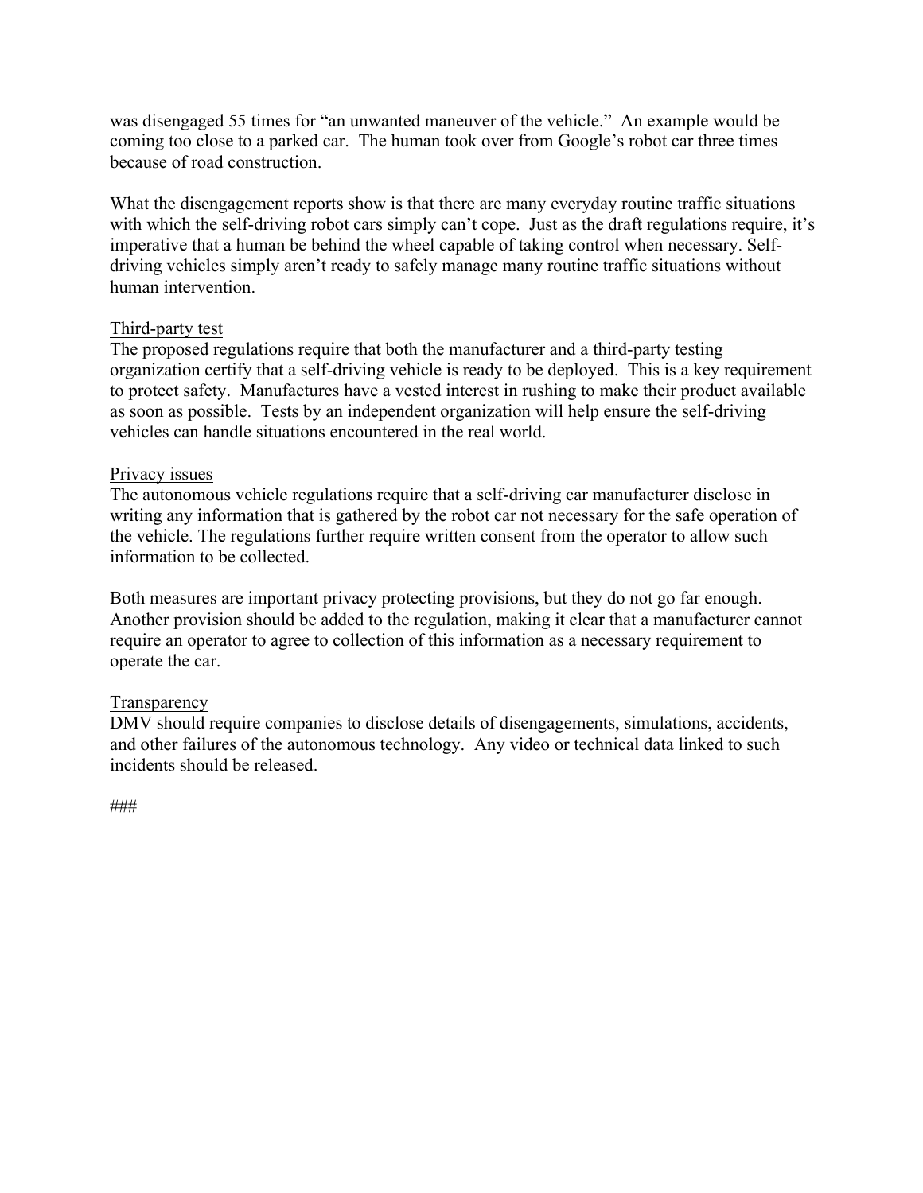was disengaged 55 times for "an unwanted maneuver of the vehicle." An example would be coming too close to a parked car. The human took over from Google's robot car three times because of road construction.

What the disengagement reports show is that there are many everyday routine traffic situations with which the self-driving robot cars simply can't cope. Just as the draft regulations require, it's imperative that a human be behind the wheel capable of taking control when necessary. Self-driving vehicles simply aren't ready to safely manage many routine traffic situations without human intervention.

<u>Third-party test</u>

The proposed regulations require that both the manufacturer and a third-party testing organization certify that a self-driving vehicle is ready to be deployed. This is a key requirement to protect safety. Manufactures have a vested interest in rushing to make their product available as soon as possible. Tests by an independent organization will help ensure the self-driving vehicles can handle situations encountered in the real world.

<u>Privacy issues</u>

The autonomous vehicle regulations require that a self-driving car manufacturer disclose in writing any information that is gathered by the robot car not necessary for the safe operation of the vehicle. The regulations further require written consent from the operator to allow such information to be collected.

Both measures are important privacy protecting provisions, but they do not go far enough. Another provision should be added to the regulation, making it clear that a manufacturer cannot require an operator to agree to collection of this information as a necessary requirement to operate the car.

<u>Transparency</u>

DMV should require companies to disclose details of disengagements, simulations, accidents, and other failures of the autonomous technology. Any video or technical data linked to such incidents should be released.

###